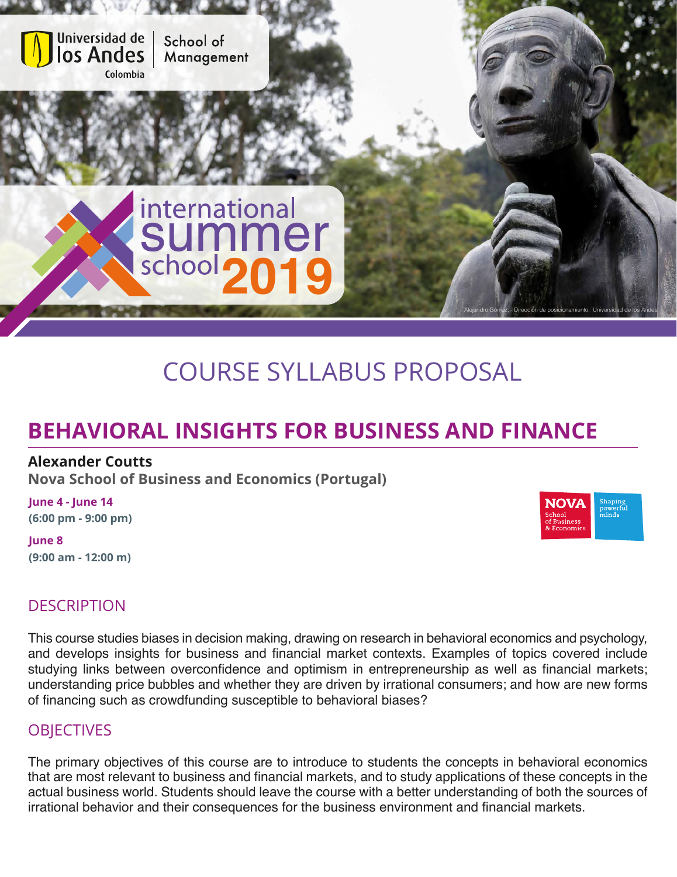Universidad de los Andes Colombia | School of Management

international summer school 2019

Alejandro Gómez, - Dirección de posicionamiento, Universidad de los Andes.

# COURSE SYLLABUS PROPOSAL

## BEHAVIORAL INSIGHTS FOR BUSINESS AND FINANCE

**Alexander Coutts**

**Nova School of Business and Economics (Portugal)**

**June 4 - June 14**
**(6:00 pm - 9:00 pm)**

**June 8**
**(9:00 am - 12:00 m)**

NOVA School of Business & Economics — Shaping powerful minds

## DESCRIPTION

This course studies biases in decision making, drawing on research in behavioral economics and psychology, and develops insights for business and financial market contexts. Examples of topics covered include studying links between overconfidence and optimism in entrepreneurship as well as financial markets; understanding price bubbles and whether they are driven by irrational consumers; and how are new forms of financing such as crowdfunding susceptible to behavioral biases?

## OBJECTIVES

The primary objectives of this course are to introduce to students the concepts in behavioral economics that are most relevant to business and financial markets, and to study applications of these concepts in the actual business world. Students should leave the course with a better understanding of both the sources of irrational behavior and their consequences for the business environment and financial markets.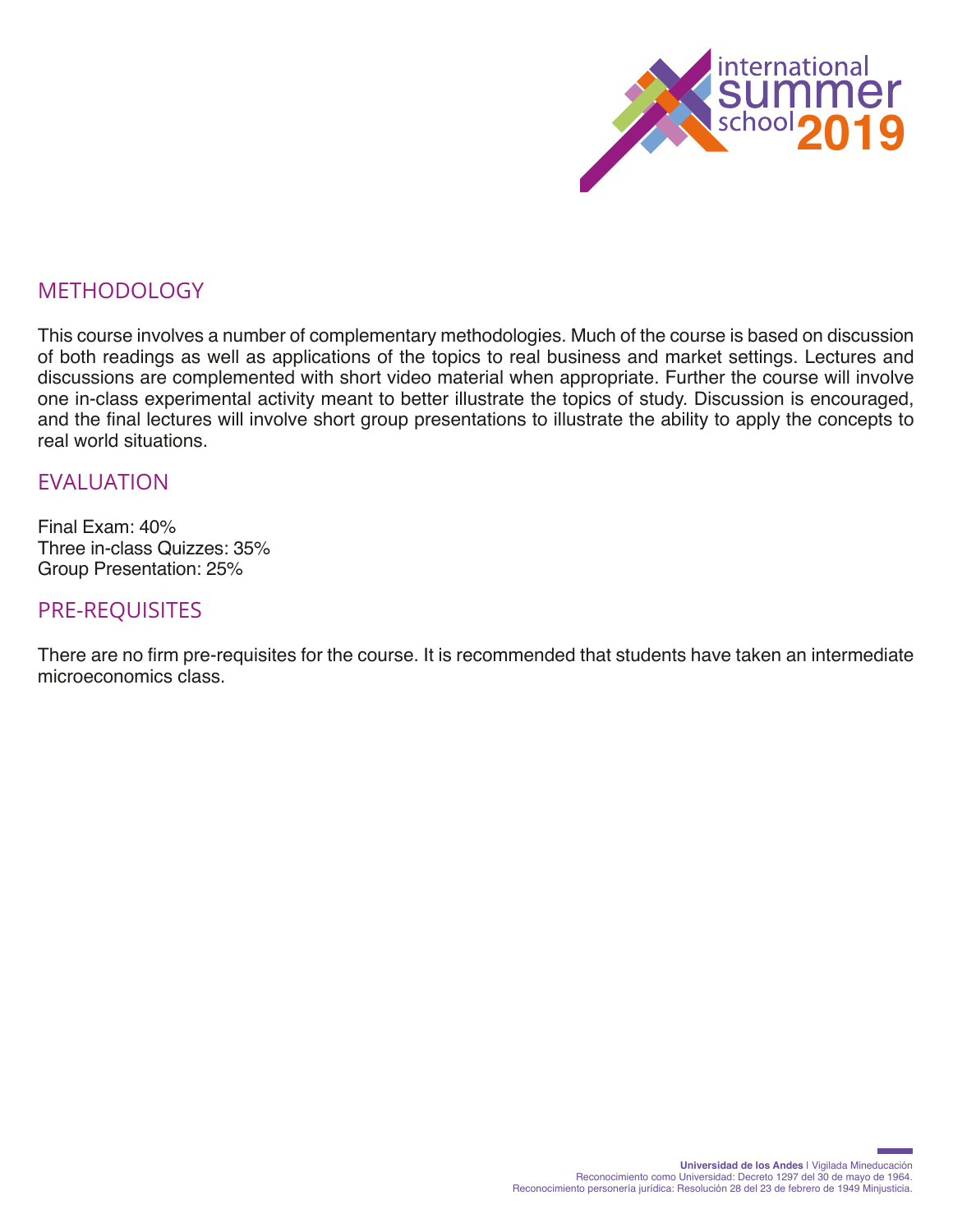## METHODOLOGY

This course involves a number of complementary methodologies. Much of the course is based on discussion of both readings as well as applications of the topics to real business and market settings. Lectures and discussions are complemented with short video material when appropriate. Further the course will involve one in-class experimental activity meant to better illustrate the topics of study. Discussion is encouraged, and the final lectures will involve short group presentations to illustrate the ability to apply the concepts to real world situations.

## EVALUATION

Final Exam: 40%
Three in-class Quizzes: 35%
Group Presentation: 25%

## PRE-REQUISITES

There are no firm pre-requisites for the course. It is recommended that students have taken an intermediate microeconomics class.